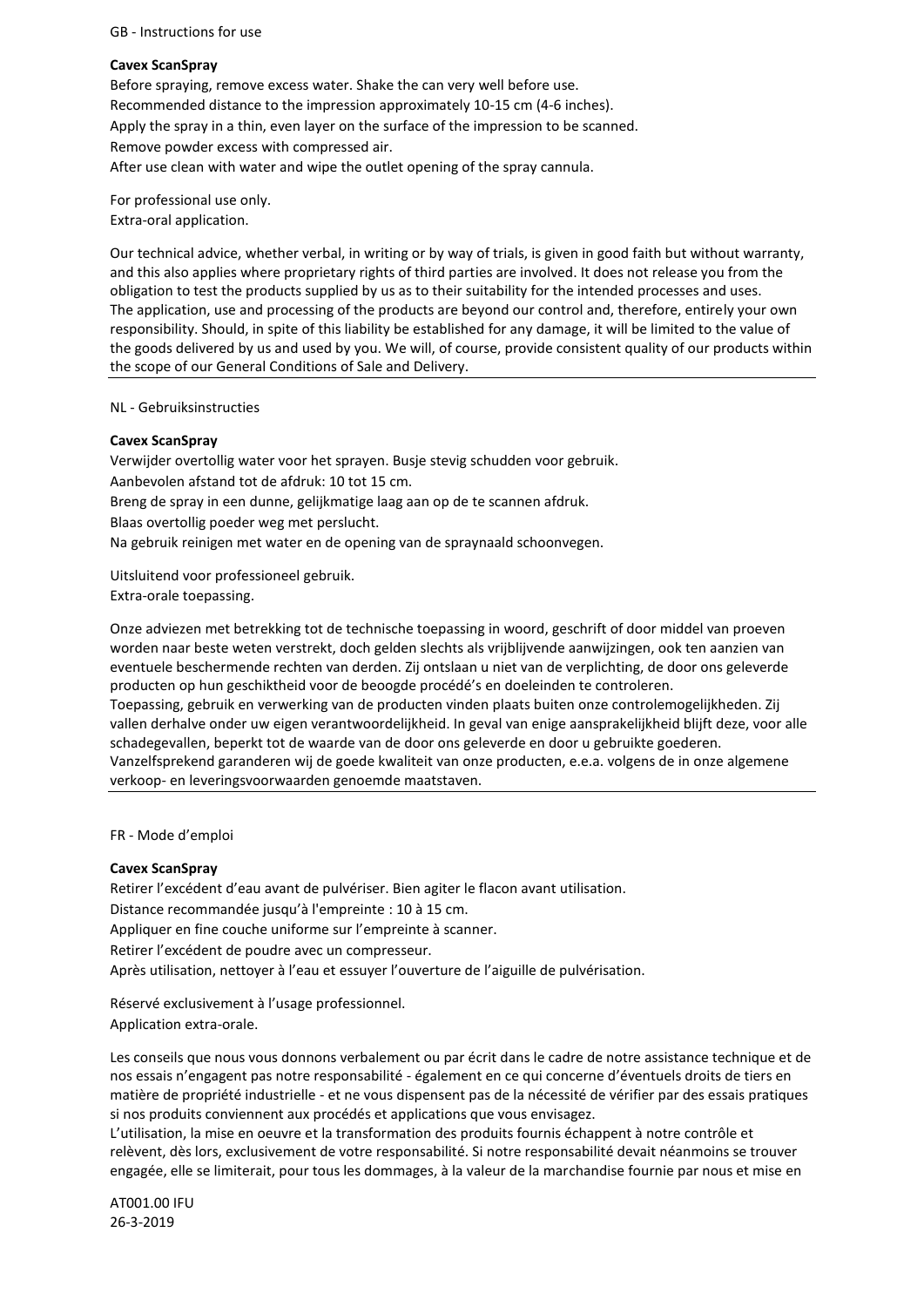GB - Instructions for use

**Cavex ScanSpray**

Before spraying, remove excess water. Shake the can very well before use.
Recommended distance to the impression approximately 10-15 cm (4-6 inches).
Apply the spray in a thin, even layer on the surface of the impression to be scanned.
Remove powder excess with compressed air.
After use clean with water and wipe the outlet opening of the spray cannula.

For professional use only.
Extra-oral application.

Our technical advice, whether verbal, in writing or by way of trials, is given in good faith but without warranty, and this also applies where proprietary rights of third parties are involved. It does not release you from the obligation to test the products supplied by us as to their suitability for the intended processes and uses.
The application, use and processing of the products are beyond our control and, therefore, entirely your own responsibility. Should, in spite of this liability be established for any damage, it will be limited to the value of the goods delivered by us and used by you. We will, of course, provide consistent quality of our products within the scope of our General Conditions of Sale and Delivery.

---

NL - Gebruiksinstructies

**Cavex ScanSpray**

Verwijder overtollig water voor het sprayen. Busje stevig schudden voor gebruik.
Aanbevolen afstand tot de afdruk: 10 tot 15 cm.
Breng de spray in een dunne, gelijkmatige laag aan op de te scannen afdruk.
Blaas overtollig poeder weg met perslucht.
Na gebruik reinigen met water en de opening van de spraynaald schoonvegen.

Uitsluitend voor professioneel gebruik.
Extra-orale toepassing.

Onze adviezen met betrekking tot de technische toepassing in woord, geschrift of door middel van proeven worden naar beste weten verstrekt, doch gelden slechts als vrijblijvende aanwijzingen, ook ten aanzien van eventuele beschermende rechten van derden. Zij ontslaan u niet van de verplichting, de door ons geleverde producten op hun geschiktheid voor de beoogde procédé's en doeleinden te controleren.
Toepassing, gebruik en verwerking van de producten vinden plaats buiten onze controlemogelijkheden. Zij vallen derhalve onder uw eigen verantwoordelijkheid. In geval van enige aansprakelijkheid blijft deze, voor alle schadegevallen, beperkt tot de waarde van de door ons geleverde en door u gebruikte goederen.
Vanzelfsprekend garanderen wij de goede kwaliteit van onze producten, e.e.a. volgens de in onze algemene verkoop- en leveringsvoorwaarden genoemde maatstaven.

---

FR - Mode d'emploi

**Cavex ScanSpray**

Retirer l'excédent d'eau avant de pulvériser. Bien agiter le flacon avant utilisation.
Distance recommandée jusqu'à l'empreinte : 10 à 15 cm.
Appliquer en fine couche uniforme sur l'empreinte à scanner.
Retirer l'excédent de poudre avec un compresseur.
Après utilisation, nettoyer à l'eau et essuyer l'ouverture de l'aiguille de pulvérisation.

Réservé exclusivement à l'usage professionnel.
Application extra-orale.

Les conseils que nous vous donnons verbalement ou par écrit dans le cadre de notre assistance technique et de nos essais n'engagent pas notre responsabilité - également en ce qui concerne d'éventuels droits de tiers en matière de propriété industrielle - et ne vous dispensent pas de la nécessité de vérifier par des essais pratiques si nos produits conviennent aux procédés et applications que vous envisagez.
L'utilisation, la mise en oeuvre et la transformation des produits fournis échappent à notre contrôle et relèvent, dès lors, exclusivement de votre responsabilité. Si notre responsabilité devait néanmoins se trouver engagée, elle se limiterait, pour tous les dommages, à la valeur de la marchandise fournie par nous et mise en

AT001.00 IFU
26-3-2019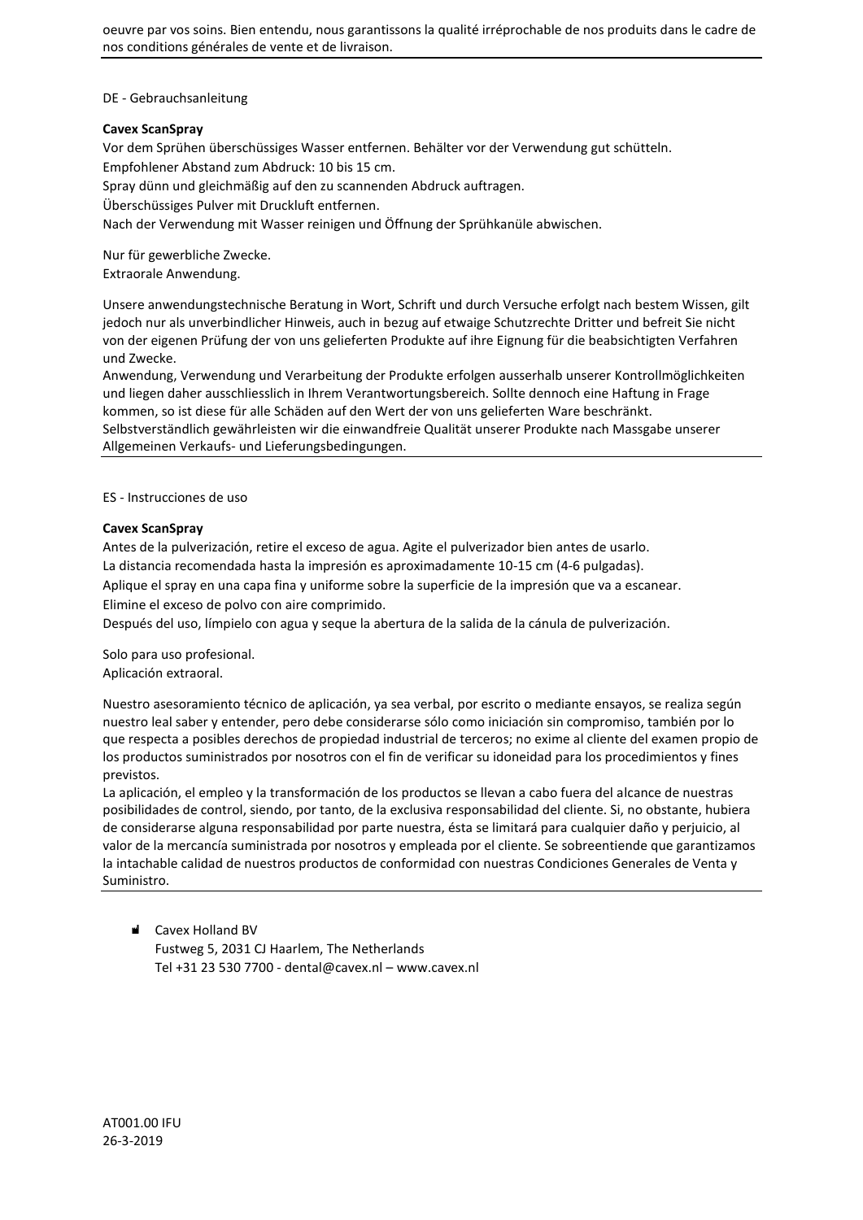oeuvre par vos soins. Bien entendu, nous garantissons la qualité irréprochable de nos produits dans le cadre de nos conditions générales de vente et de livraison.

---

DE - Gebrauchsanleitung

**Cavex ScanSpray**

Vor dem Sprühen überschüssiges Wasser entfernen. Behälter vor der Verwendung gut schütteln.
Empfohlener Abstand zum Abdruck: 10 bis 15 cm.
Spray dünn und gleichmäßig auf den zu scannenden Abdruck auftragen.
Überschüssiges Pulver mit Druckluft entfernen.
Nach der Verwendung mit Wasser reinigen und Öffnung der Sprühkanüle abwischen.

Nur für gewerbliche Zwecke.
Extraorale Anwendung.

Unsere anwendungstechnische Beratung in Wort, Schrift und durch Versuche erfolgt nach bestem Wissen, gilt jedoch nur als unverbindlicher Hinweis, auch in bezug auf etwaige Schutzrechte Dritter und befreit Sie nicht von der eigenen Prüfung der von uns gelieferten Produkte auf ihre Eignung für die beabsichtigten Verfahren und Zwecke.
Anwendung, Verwendung und Verarbeitung der Produkte erfolgen ausserhalb unserer Kontrollmöglichkeiten und liegen daher ausschliesslich in Ihrem Verantwortungsbereich. Sollte dennoch eine Haftung in Frage kommen, so ist diese für alle Schäden auf den Wert der von uns gelieferten Ware beschränkt. Selbstverständlich gewährleisten wir die einwandfreie Qualität unserer Produkte nach Massgabe unserer Allgemeinen Verkaufs- und Lieferungsbedingungen.

---

ES - Instrucciones de uso

**Cavex ScanSpray**

Antes de la pulverización, retire el exceso de agua. Agite el pulverizador bien antes de usarlo.
La distancia recomendada hasta la impresión es aproximadamente 10-15 cm (4-6 pulgadas).
Aplique el spray en una capa fina y uniforme sobre la superficie de la impresión que va a escanear.
Elimine el exceso de polvo con aire comprimido.
Después del uso, límpielo con agua y seque la abertura de la salida de la cánula de pulverización.

Solo para uso profesional.
Aplicación extraoral.

Nuestro asesoramiento técnico de aplicación, ya sea verbal, por escrito o mediante ensayos, se realiza según nuestro leal saber y entender, pero debe considerarse sólo como iniciación sin compromiso, también por lo que respecta a posibles derechos de propiedad industrial de terceros; no exime al cliente del examen propio de los productos suministrados por nosotros con el fin de verificar su idoneidad para los procedimientos y fines previstos.
La aplicación, el empleo y la transformación de los productos se llevan a cabo fuera del alcance de nuestras posibilidades de control, siendo, por tanto, de la exclusiva responsabilidad del cliente. Si, no obstante, hubiera de considerarse alguna responsabilidad por parte nuestra, ésta se limitará para cualquier daño y perjuicio, al valor de la mercancía suministrada por nosotros y empleada por el cliente. Se sobreentiende que garantizamos la intachable calidad de nuestros productos de conformidad con nuestras Condiciones Generales de Venta y Suministro.

---

Cavex Holland BV
Fustweg 5, 2031 CJ Haarlem, The Netherlands
Tel +31 23 530 7700 - dental@cavex.nl – www.cavex.nl

AT001.00 IFU
26-3-2019